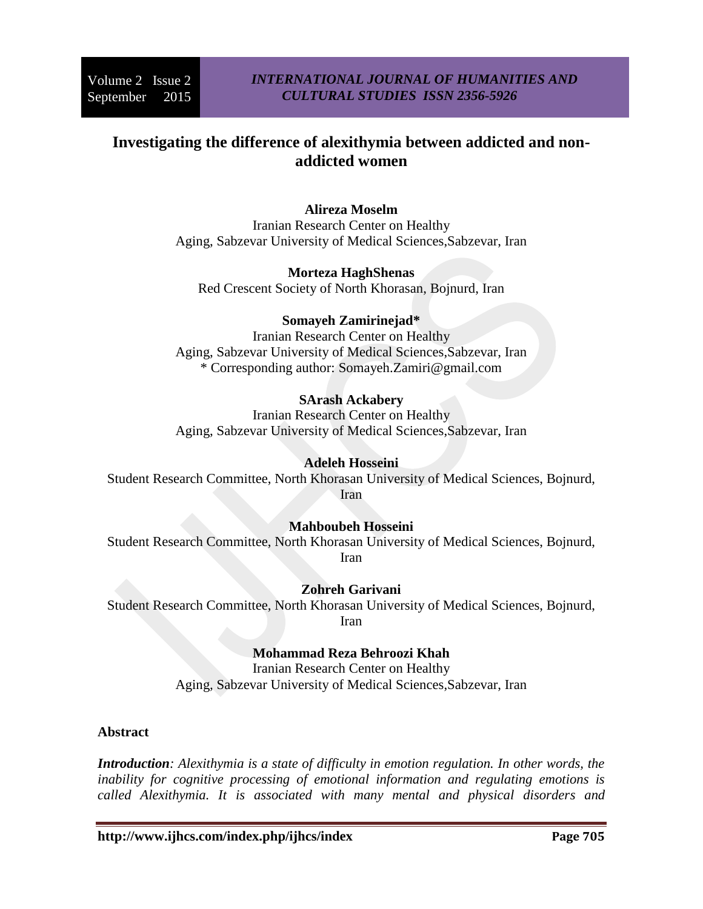# Investigating the difference of alexithymia between addicted and non-addicted women

**Alireza Moselm**
Iranian Research Center on Healthy Aging, Sabzevar University of Medical Sciences,Sabzevar, Iran

**Morteza HaghShenas**
Red Crescent Society of North Khorasan, Bojnurd, Iran

**Somayeh Zamirinejad***
Iranian Research Center on Healthy Aging, Sabzevar University of Medical Sciences,Sabzevar, Iran
* Corresponding author: Somayeh.Zamiri@gmail.com

**SArash Ackabery**
Iranian Research Center on Healthy Aging, Sabzevar University of Medical Sciences,Sabzevar, Iran

**Adeleh Hosseini**
Student Research Committee, North Khorasan University of Medical Sciences, Bojnurd, Iran

**Mahboubeh Hosseini**
Student Research Committee, North Khorasan University of Medical Sciences, Bojnurd, Iran

**Zohreh Garivani**
Student Research Committee, North Khorasan University of Medical Sciences, Bojnurd, Iran

**Mohammad Reza Behroozi Khah**
Iranian Research Center on Healthy Aging, Sabzevar University of Medical Sciences,Sabzevar, Iran

## Abstract

***Introduction****: Alexithymia is a state of difficulty in emotion regulation. In other words, the inability for cognitive processing of emotional information and regulating emotions is called Alexithymia. It is associated with many mental and physical disorders and*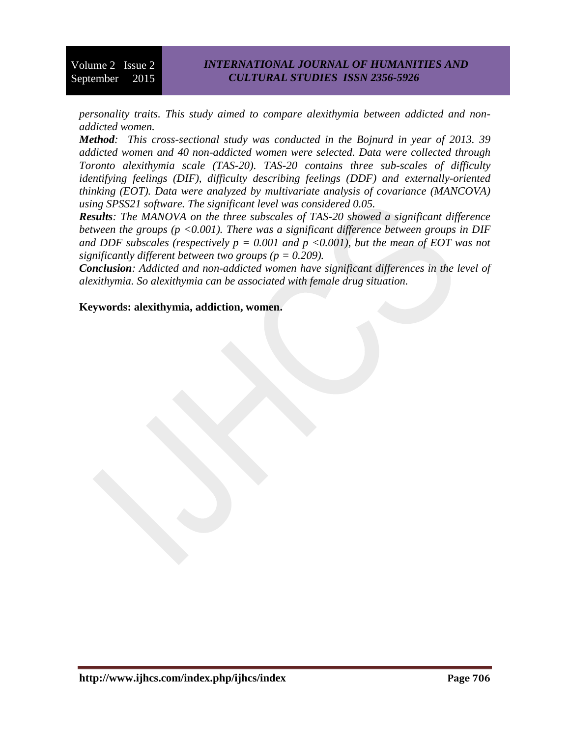*personality traits. This study aimed to compare alexithymia between addicted and non-addicted women.*

***Method**: This cross-sectional study was conducted in the Bojnurd in year of 2013. 39 addicted women and 40 non-addicted women were selected. Data were collected through Toronto alexithymia scale (TAS-20). TAS-20 contains three sub-scales of difficulty identifying feelings (DIF), difficulty describing feelings (DDF) and externally-oriented thinking (EOT). Data were analyzed by multivariate analysis of covariance (MANCOVA) using SPSS21 software. The significant level was considered 0.05.*

***Results**: The MANOVA on the three subscales of TAS-20 showed a significant difference between the groups ($p < 0.001$). There was a significant difference between groups in DIF and DDF subscales (respectively $p = 0.001$ and $p < 0.001$), but the mean of EOT was not significantly different between two groups ($p = 0.209$).*

***Conclusion**: Addicted and non-addicted women have significant differences in the level of alexithymia. So alexithymia can be associated with female drug situation.*

**Keywords: alexithymia, addiction, women.**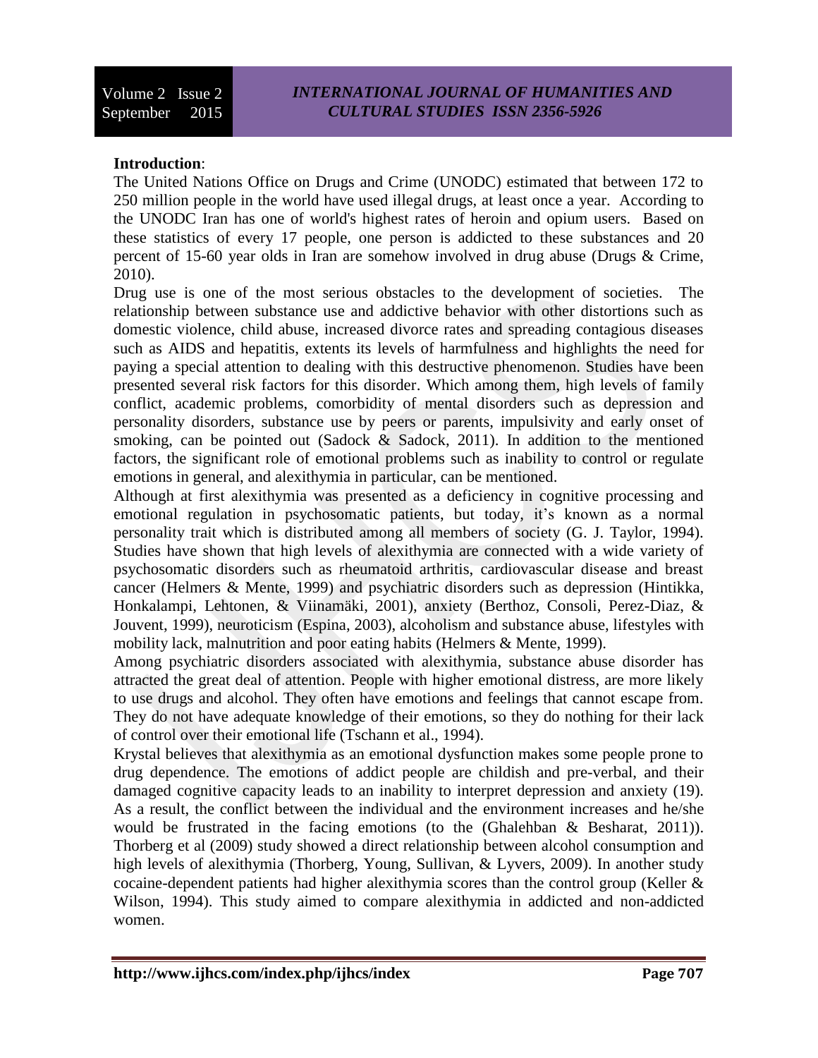**Introduction**:

The United Nations Office on Drugs and Crime (UNODC) estimated that between 172 to 250 million people in the world have used illegal drugs, at least once a year. According to the UNODC Iran has one of world's highest rates of heroin and opium users. Based on these statistics of every 17 people, one person is addicted to these substances and 20 percent of 15-60 year olds in Iran are somehow involved in drug abuse (Drugs & Crime, 2010).

Drug use is one of the most serious obstacles to the development of societies. The relationship between substance use and addictive behavior with other distortions such as domestic violence, child abuse, increased divorce rates and spreading contagious diseases such as AIDS and hepatitis, extents its levels of harmfulness and highlights the need for paying a special attention to dealing with this destructive phenomenon. Studies have been presented several risk factors for this disorder. Which among them, high levels of family conflict, academic problems, comorbidity of mental disorders such as depression and personality disorders, substance use by peers or parents, impulsivity and early onset of smoking, can be pointed out (Sadock & Sadock, 2011). In addition to the mentioned factors, the significant role of emotional problems such as inability to control or regulate emotions in general, and alexithymia in particular, can be mentioned.

Although at first alexithymia was presented as a deficiency in cognitive processing and emotional regulation in psychosomatic patients, but today, it's known as a normal personality trait which is distributed among all members of society (G. J. Taylor, 1994). Studies have shown that high levels of alexithymia are connected with a wide variety of psychosomatic disorders such as rheumatoid arthritis, cardiovascular disease and breast cancer (Helmers & Mente, 1999) and psychiatric disorders such as depression (Hintikka, Honkalampi, Lehtonen, & Viinamäki, 2001), anxiety (Berthoz, Consoli, Perez-Diaz, & Jouvent, 1999), neuroticism (Espina, 2003), alcoholism and substance abuse, lifestyles with mobility lack, malnutrition and poor eating habits (Helmers & Mente, 1999).

Among psychiatric disorders associated with alexithymia, substance abuse disorder has attracted the great deal of attention. People with higher emotional distress, are more likely to use drugs and alcohol. They often have emotions and feelings that cannot escape from. They do not have adequate knowledge of their emotions, so they do nothing for their lack of control over their emotional life (Tschann et al., 1994).

Krystal believes that alexithymia as an emotional dysfunction makes some people prone to drug dependence. The emotions of addict people are childish and pre-verbal, and their damaged cognitive capacity leads to an inability to interpret depression and anxiety (19). As a result, the conflict between the individual and the environment increases and he/she would be frustrated in the facing emotions (to the (Ghalehban & Besharat, 2011)). Thorberg et al (2009) study showed a direct relationship between alcohol consumption and high levels of alexithymia (Thorberg, Young, Sullivan, & Lyvers, 2009). In another study cocaine-dependent patients had higher alexithymia scores than the control group (Keller & Wilson, 1994). This study aimed to compare alexithymia in addicted and non-addicted women.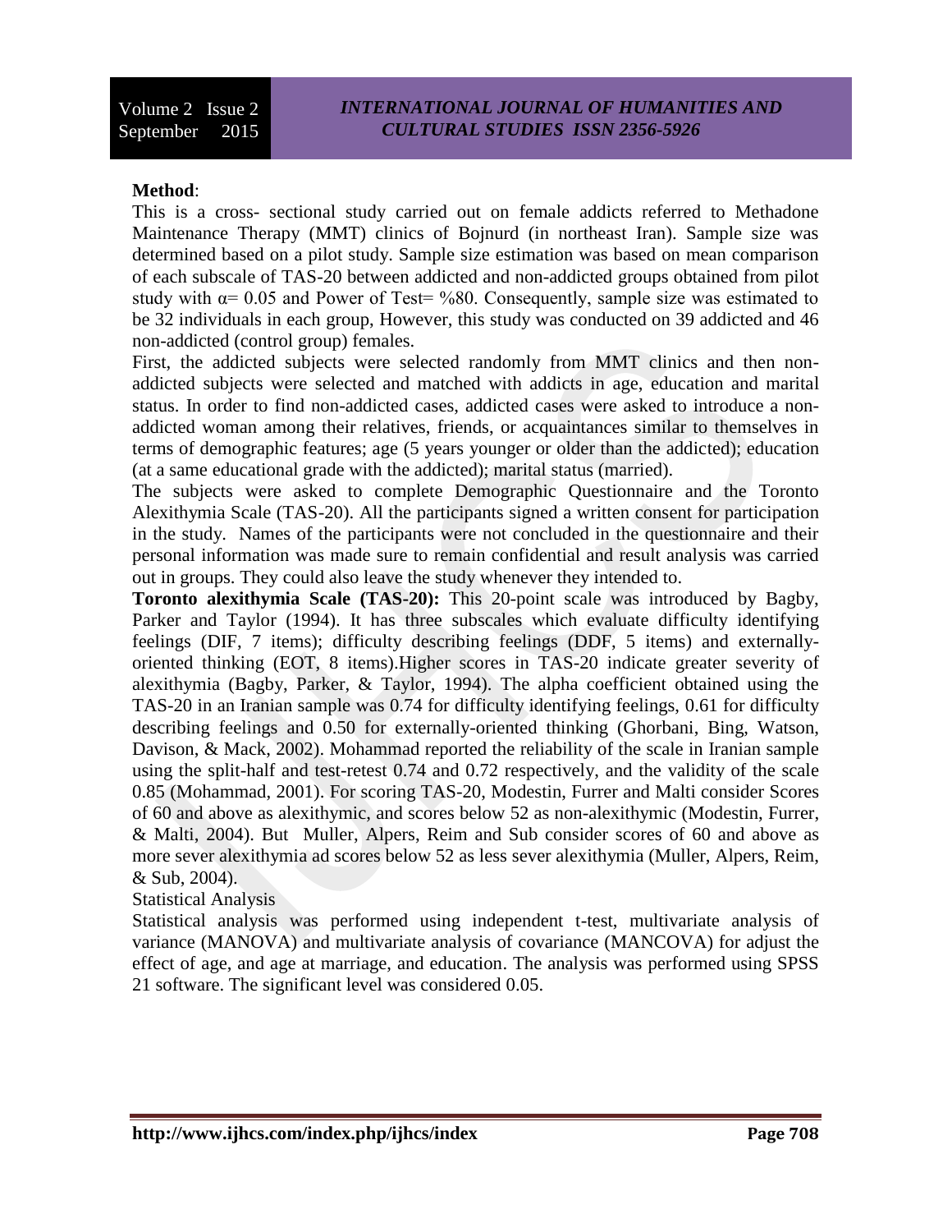**Method**:

This is a cross- sectional study carried out on female addicts referred to Methadone Maintenance Therapy (MMT) clinics of Bojnurd (in northeast Iran). Sample size was determined based on a pilot study. Sample size estimation was based on mean comparison of each subscale of TAS-20 between addicted and non-addicted groups obtained from pilot study with $\alpha = 0.05$ and Power of Test= %80. Consequently, sample size was estimated to be 32 individuals in each group, However, this study was conducted on 39 addicted and 46 non-addicted (control group) females.

First, the addicted subjects were selected randomly from MMT clinics and then non-addicted subjects were selected and matched with addicts in age, education and marital status. In order to find non-addicted cases, addicted cases were asked to introduce a non-addicted woman among their relatives, friends, or acquaintances similar to themselves in terms of demographic features; age (5 years younger or older than the addicted); education (at a same educational grade with the addicted); marital status (married).

The subjects were asked to complete Demographic Questionnaire and the Toronto Alexithymia Scale (TAS-20). All the participants signed a written consent for participation in the study. Names of the participants were not concluded in the questionnaire and their personal information was made sure to remain confidential and result analysis was carried out in groups. They could also leave the study whenever they intended to.

**Toronto alexithymia Scale (TAS-20):** This 20-point scale was introduced by Bagby, Parker and Taylor (1994). It has three subscales which evaluate difficulty identifying feelings (DIF, 7 items); difficulty describing feelings (DDF, 5 items) and externally-oriented thinking (EOT, 8 items).Higher scores in TAS-20 indicate greater severity of alexithymia (Bagby, Parker, & Taylor, 1994). The alpha coefficient obtained using the TAS-20 in an Iranian sample was 0.74 for difficulty identifying feelings, 0.61 for difficulty describing feelings and 0.50 for externally-oriented thinking (Ghorbani, Bing, Watson, Davison, & Mack, 2002). Mohammad reported the reliability of the scale in Iranian sample using the split-half and test-retest 0.74 and 0.72 respectively, and the validity of the scale 0.85 (Mohammad, 2001). For scoring TAS-20, Modestin, Furrer and Malti consider Scores of 60 and above as alexithymic, and scores below 52 as non-alexithymic (Modestin, Furrer, & Malti, 2004). But Muller, Alpers, Reim and Sub consider scores of 60 and above as more sever alexithymia ad scores below 52 as less sever alexithymia (Muller, Alpers, Reim, & Sub, 2004).

Statistical Analysis

Statistical analysis was performed using independent t-test, multivariate analysis of variance (MANOVA) and multivariate analysis of covariance (MANCOVA) for adjust the effect of age, and age at marriage, and education. The analysis was performed using SPSS 21 software. The significant level was considered 0.05.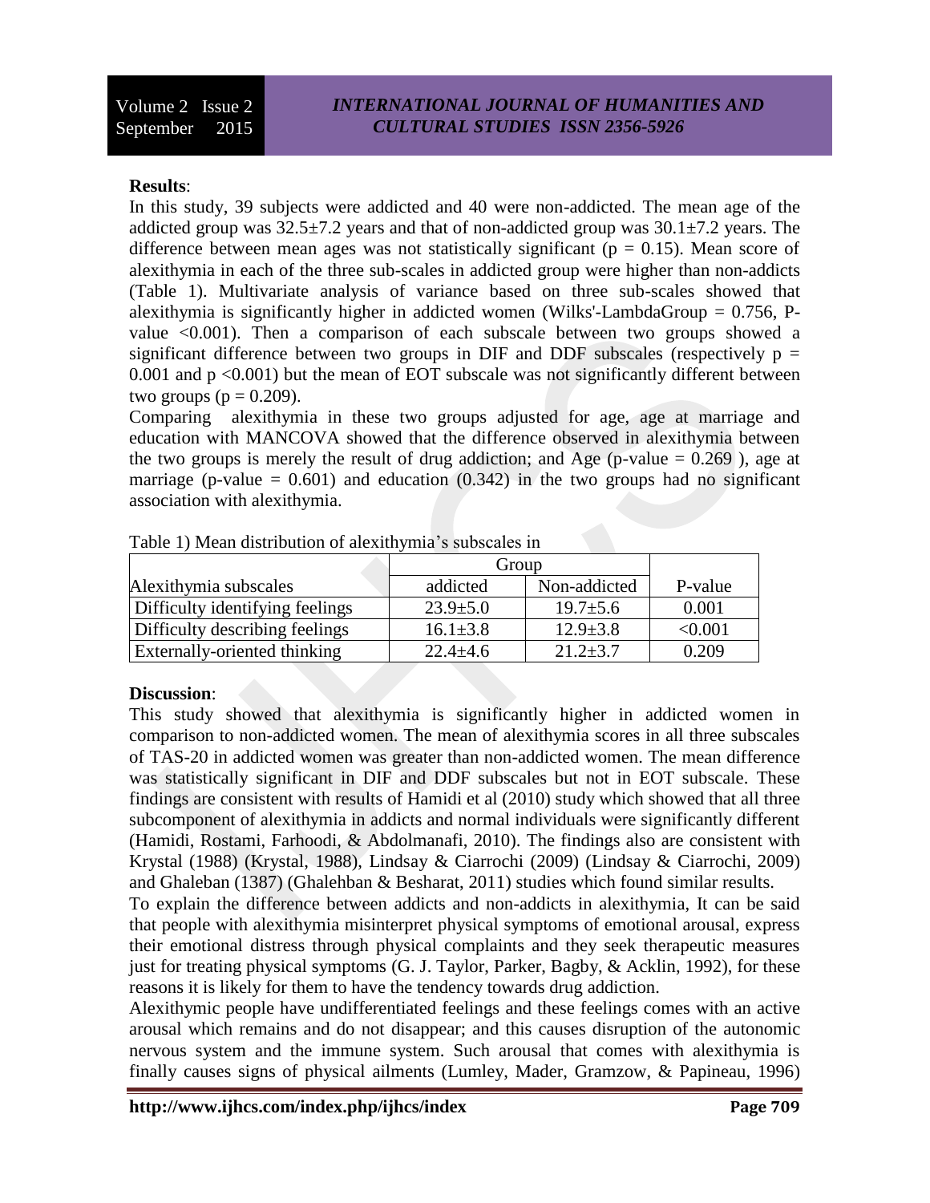**Results**:

In this study, 39 subjects were addicted and 40 were non-addicted. The mean age of the addicted group was 32.5±7.2 years and that of non-addicted group was 30.1±7.2 years. The difference between mean ages was not statistically significant ($p = 0.15$). Mean score of alexithymia in each of the three sub-scales in addicted group were higher than non-addicts (Table 1). Multivariate analysis of variance based on three sub-scales showed that alexithymia is significantly higher in addicted women (Wilks'-LambdaGroup = 0.756, P-value <0.001). Then a comparison of each subscale between two groups showed a significant difference between two groups in DIF and DDF subscales (respectively $p = 0.001$ and $p < 0.001$) but the mean of EOT subscale was not significantly different between two groups ($p = 0.209$).

Comparing alexithymia in these two groups adjusted for age, age at marriage and education with MANCOVA showed that the difference observed in alexithymia between the two groups is merely the result of drug addiction; and Age (p-value = 0.269 ), age at marriage (p-value = 0.601) and education (0.342) in the two groups had no significant association with alexithymia.

Table 1) Mean distribution of alexithymia's subscales in

| | Group | | |
|---|---|---|---|
| Alexithymia subscales | addicted | Non-addicted | P-value |
| Difficulty identifying feelings | 23.9±5.0 | 19.7±5.6 | 0.001 |
| Difficulty describing feelings | 16.1±3.8 | 12.9±3.8 | <0.001 |
| Externally-oriented thinking | 22.4±4.6 | 21.2±3.7 | 0.209 |

**Discussion**:

This study showed that alexithymia is significantly higher in addicted women in comparison to non-addicted women. The mean of alexithymia scores in all three subscales of TAS-20 in addicted women was greater than non-addicted women. The mean difference was statistically significant in DIF and DDF subscales but not in EOT subscale. These findings are consistent with results of Hamidi et al (2010) study which showed that all three subcomponent of alexithymia in addicts and normal individuals were significantly different (Hamidi, Rostami, Farhoodi, & Abdolmanafi, 2010). The findings also are consistent with Krystal (1988) (Krystal, 1988), Lindsay & Ciarrochi (2009) (Lindsay & Ciarrochi, 2009) and Ghaleban (1387) (Ghalehban & Besharat, 2011) studies which found similar results.

To explain the difference between addicts and non-addicts in alexithymia, It can be said that people with alexithymia misinterpret physical symptoms of emotional arousal, express their emotional distress through physical complaints and they seek therapeutic measures just for treating physical symptoms (G. J. Taylor, Parker, Bagby, & Acklin, 1992), for these reasons it is likely for them to have the tendency towards drug addiction.

Alexithymic people have undifferentiated feelings and these feelings comes with an active arousal which remains and do not disappear; and this causes disruption of the autonomic nervous system and the immune system. Such arousal that comes with alexithymia is finally causes signs of physical ailments (Lumley, Mader, Gramzow, & Papineau, 1996)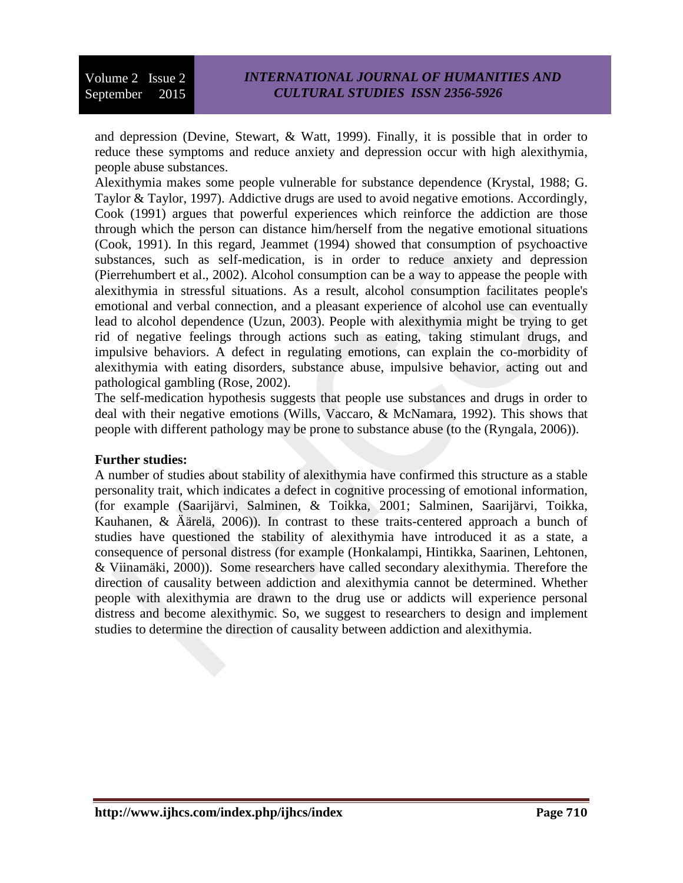and depression (Devine, Stewart, & Watt, 1999). Finally, it is possible that in order to reduce these symptoms and reduce anxiety and depression occur with high alexithymia, people abuse substances.

Alexithymia makes some people vulnerable for substance dependence (Krystal, 1988; G. Taylor & Taylor, 1997). Addictive drugs are used to avoid negative emotions. Accordingly, Cook (1991) argues that powerful experiences which reinforce the addiction are those through which the person can distance him/herself from the negative emotional situations (Cook, 1991). In this regard, Jeammet (1994) showed that consumption of psychoactive substances, such as self-medication, is in order to reduce anxiety and depression (Pierrehumbert et al., 2002). Alcohol consumption can be a way to appease the people with alexithymia in stressful situations. As a result, alcohol consumption facilitates people's emotional and verbal connection, and a pleasant experience of alcohol use can eventually lead to alcohol dependence (Uzun, 2003). People with alexithymia might be trying to get rid of negative feelings through actions such as eating, taking stimulant drugs, and impulsive behaviors. A defect in regulating emotions, can explain the co-morbidity of alexithymia with eating disorders, substance abuse, impulsive behavior, acting out and pathological gambling (Rose, 2002).

The self-medication hypothesis suggests that people use substances and drugs in order to deal with their negative emotions (Wills, Vaccaro, & McNamara, 1992). This shows that people with different pathology may be prone to substance abuse (to the (Ryngala, 2006)).

**Further studies:**

A number of studies about stability of alexithymia have confirmed this structure as a stable personality trait, which indicates a defect in cognitive processing of emotional information, (for example (Saarijärvi, Salminen, & Toikka, 2001; Salminen, Saarijärvi, Toikka, Kauhanen, & Äärelä, 2006)). In contrast to these traits-centered approach a bunch of studies have questioned the stability of alexithymia have introduced it as a state, a consequence of personal distress (for example (Honkalampi, Hintikka, Saarinen, Lehtonen, & Viinamäki, 2000)). Some researchers have called secondary alexithymia. Therefore the direction of causality between addiction and alexithymia cannot be determined. Whether people with alexithymia are drawn to the drug use or addicts will experience personal distress and become alexithymic. So, we suggest to researchers to design and implement studies to determine the direction of causality between addiction and alexithymia.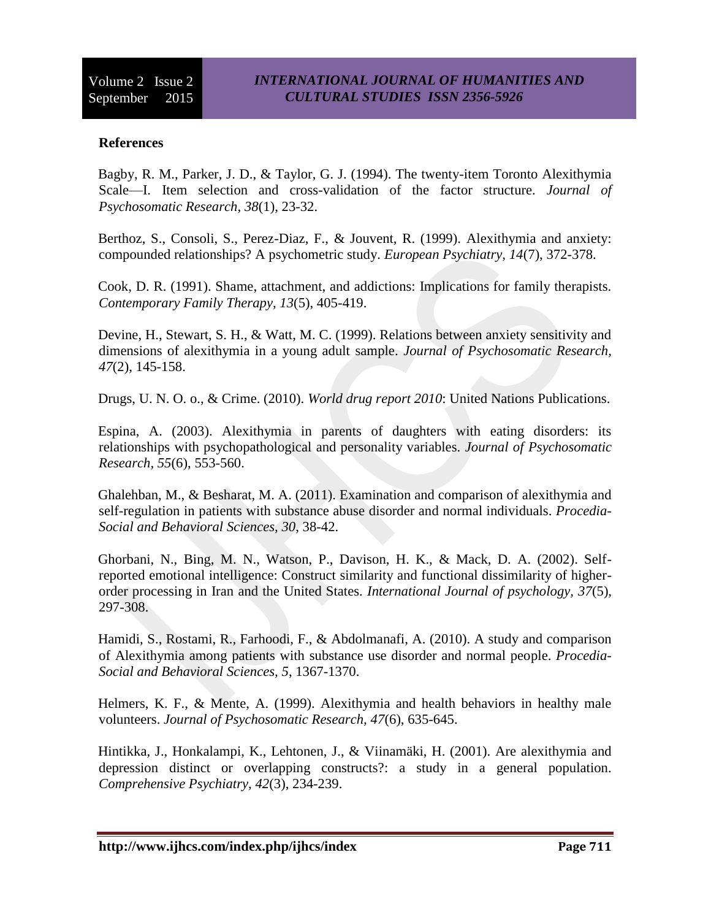**References**

Bagby, R. M., Parker, J. D., & Taylor, G. J. (1994). The twenty-item Toronto Alexithymia Scale—I. Item selection and cross-validation of the factor structure. *Journal of Psychosomatic Research, 38*(1), 23-32.

Berthoz, S., Consoli, S., Perez-Diaz, F., & Jouvent, R. (1999). Alexithymia and anxiety: compounded relationships? A psychometric study. *European Psychiatry, 14*(7), 372-378.

Cook, D. R. (1991). Shame, attachment, and addictions: Implications for family therapists. *Contemporary Family Therapy, 13*(5), 405-419.

Devine, H., Stewart, S. H., & Watt, M. C. (1999). Relations between anxiety sensitivity and dimensions of alexithymia in a young adult sample. *Journal of Psychosomatic Research, 47*(2), 145-158.

Drugs, U. N. O. o., & Crime. (2010). *World drug report 2010*: United Nations Publications.

Espina, A. (2003). Alexithymia in parents of daughters with eating disorders: its relationships with psychopathological and personality variables. *Journal of Psychosomatic Research, 55*(6), 553-560.

Ghalehban, M., & Besharat, M. A. (2011). Examination and comparison of alexithymia and self-regulation in patients with substance abuse disorder and normal individuals. *Procedia-Social and Behavioral Sciences, 30*, 38-42.

Ghorbani, N., Bing, M. N., Watson, P., Davison, H. K., & Mack, D. A. (2002). Self-reported emotional intelligence: Construct similarity and functional dissimilarity of higher-order processing in Iran and the United States. *International Journal of psychology, 37*(5), 297-308.

Hamidi, S., Rostami, R., Farhoodi, F., & Abdolmanafi, A. (2010). A study and comparison of Alexithymia among patients with substance use disorder and normal people. *Procedia-Social and Behavioral Sciences, 5*, 1367-1370.

Helmers, K. F., & Mente, A. (1999). Alexithymia and health behaviors in healthy male volunteers. *Journal of Psychosomatic Research, 47*(6), 635-645.

Hintikka, J., Honkalampi, K., Lehtonen, J., & Viinamäki, H. (2001). Are alexithymia and depression distinct or overlapping constructs?: a study in a general population. *Comprehensive Psychiatry, 42*(3), 234-239.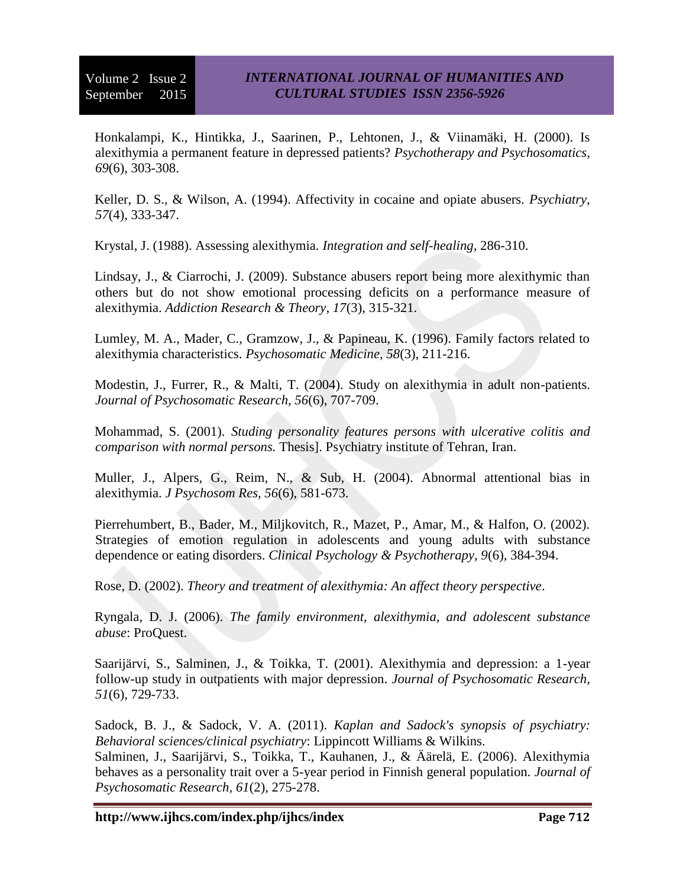Honkalampi, K., Hintikka, J., Saarinen, P., Lehtonen, J., & Viinamäki, H. (2000). Is alexithymia a permanent feature in depressed patients? *Psychotherapy and Psychosomatics, 69*(6), 303-308.

Keller, D. S., & Wilson, A. (1994). Affectivity in cocaine and opiate abusers. *Psychiatry, 57*(4), 333-347.

Krystal, J. (1988). Assessing alexithymia. *Integration and self-healing*, 286-310.

Lindsay, J., & Ciarrochi, J. (2009). Substance abusers report being more alexithymic than others but do not show emotional processing deficits on a performance measure of alexithymia. *Addiction Research & Theory, 17*(3), 315-321.

Lumley, M. A., Mader, C., Gramzow, J., & Papineau, K. (1996). Family factors related to alexithymia characteristics. *Psychosomatic Medicine, 58*(3), 211-216.

Modestin, J., Furrer, R., & Malti, T. (2004). Study on alexithymia in adult non-patients. *Journal of Psychosomatic Research, 56*(6), 707-709.

Mohammad, S. (2001). *Studing personality features persons with ulcerative colitis and comparison with normal persons.* Thesis]. Psychiatry institute of Tehran, Iran.

Muller, J., Alpers, G., Reim, N., & Sub, H. (2004). Abnormal attentional bias in alexithymia. *J Psychosom Res, 56*(6), 581-673.

Pierrehumbert, B., Bader, M., Miljkovitch, R., Mazet, P., Amar, M., & Halfon, O. (2002). Strategies of emotion regulation in adolescents and young adults with substance dependence or eating disorders. *Clinical Psychology & Psychotherapy, 9*(6), 384-394.

Rose, D. (2002). *Theory and treatment of alexithymia: An affect theory perspective*.

Ryngala, D. J. (2006). *The family environment, alexithymia, and adolescent substance abuse*: ProQuest.

Saarijärvi, S., Salminen, J., & Toikka, T. (2001). Alexithymia and depression: a 1-year follow-up study in outpatients with major depression. *Journal of Psychosomatic Research, 51*(6), 729-733.

Sadock, B. J., & Sadock, V. A. (2011). *Kaplan and Sadock's synopsis of psychiatry: Behavioral sciences/clinical psychiatry*: Lippincott Williams & Wilkins.

Salminen, J., Saarijärvi, S., Toikka, T., Kauhanen, J., & Äärelä, E. (2006). Alexithymia behaves as a personality trait over a 5-year period in Finnish general population. *Journal of Psychosomatic Research, 61*(2), 275-278.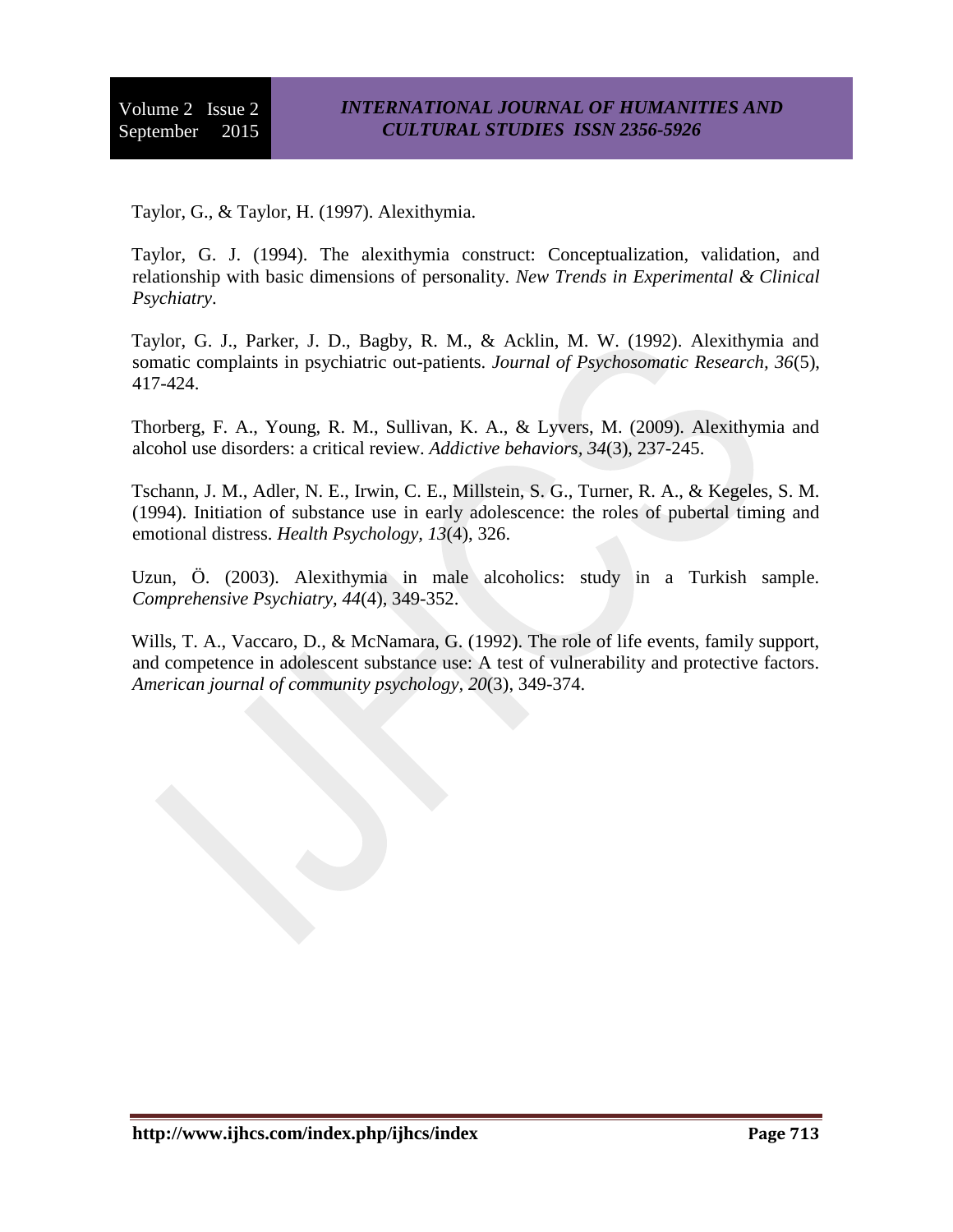Taylor, G., & Taylor, H. (1997). Alexithymia.

Taylor, G. J. (1994). The alexithymia construct: Conceptualization, validation, and relationship with basic dimensions of personality. *New Trends in Experimental & Clinical Psychiatry*.

Taylor, G. J., Parker, J. D., Bagby, R. M., & Acklin, M. W. (1992). Alexithymia and somatic complaints in psychiatric out-patients. *Journal of Psychosomatic Research, 36*(5), 417-424.

Thorberg, F. A., Young, R. M., Sullivan, K. A., & Lyvers, M. (2009). Alexithymia and alcohol use disorders: a critical review. *Addictive behaviors, 34*(3), 237-245.

Tschann, J. M., Adler, N. E., Irwin, C. E., Millstein, S. G., Turner, R. A., & Kegeles, S. M. (1994). Initiation of substance use in early adolescence: the roles of pubertal timing and emotional distress. *Health Psychology, 13*(4), 326.

Uzun, Ö. (2003). Alexithymia in male alcoholics: study in a Turkish sample. *Comprehensive Psychiatry, 44*(4), 349-352.

Wills, T. A., Vaccaro, D., & McNamara, G. (1992). The role of life events, family support, and competence in adolescent substance use: A test of vulnerability and protective factors. *American journal of community psychology, 20*(3), 349-374.